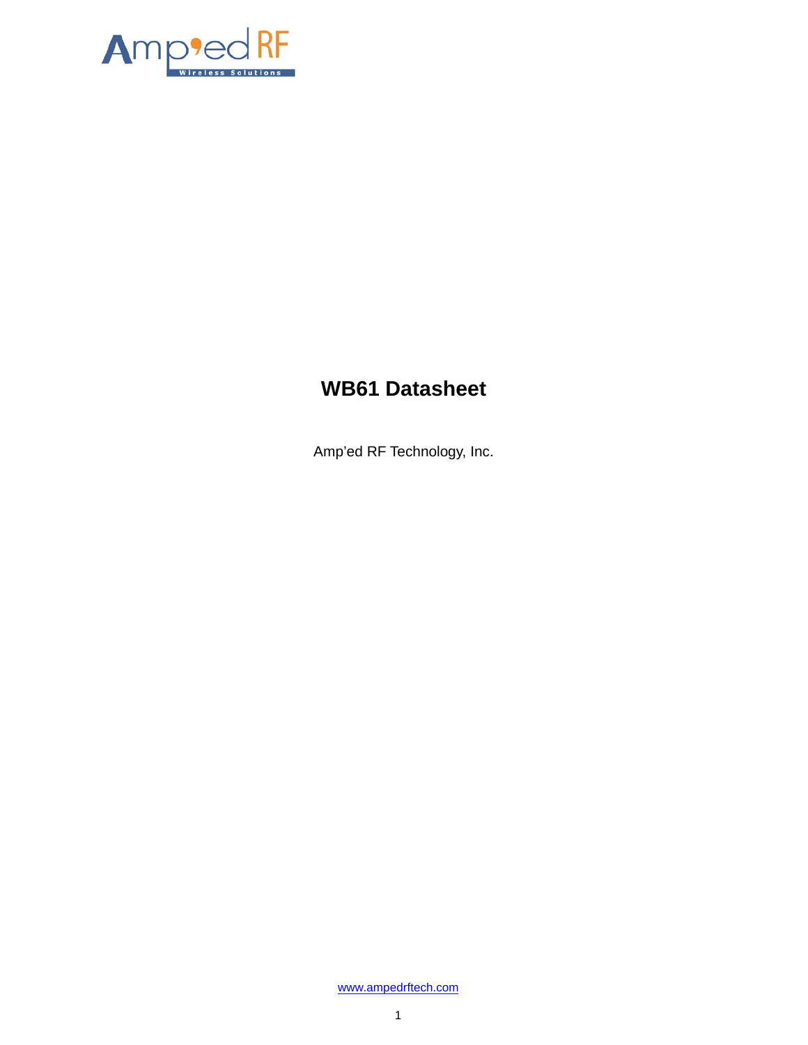# WB61 Datasheet

Amp'ed RF Technology, Inc.

www.ampedrftech.com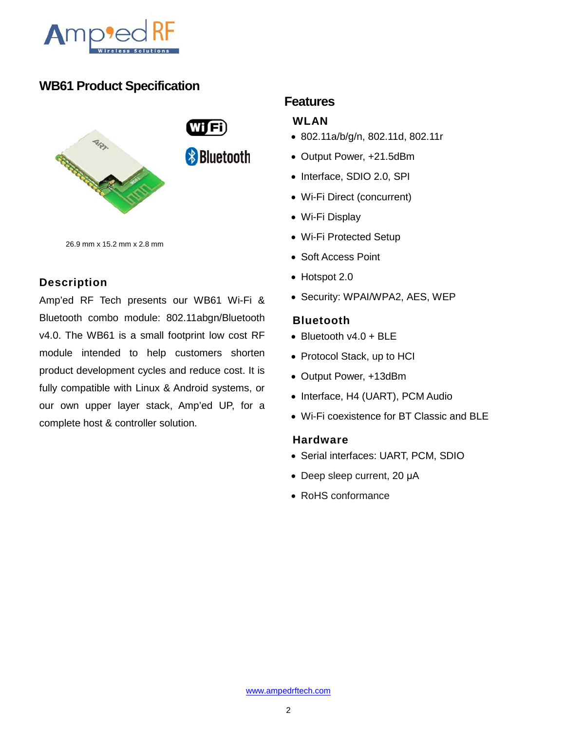# WB61 Product Specification

26.9 mm x 15.2 mm x 2.8 mm

## Description

Amp'ed RF Tech presents our WB61 Wi-Fi & Bluetooth combo module: 802.11abgn/Bluetooth v4.0. The WB61 is a small footprint low cost RF module intended to help customers shorten product development cycles and reduce cost. It is fully compatible with Linux & Android systems, or our own upper layer stack, Amp'ed UP, for a complete host & controller solution.

## Features

### WLAN

- 802.11a/b/g/n, 802.11d, 802.11r
- Output Power, +21.5dBm
- Interface, SDIO 2.0, SPI
- Wi-Fi Direct (concurrent)
- Wi-Fi Display
- Wi-Fi Protected Setup
- Soft Access Point
- Hotspot 2.0
- Security: WPAI/WPA2, AES, WEP

### Bluetooth

- Bluetooth v4.0 + BLE
- Protocol Stack, up to HCI
- Output Power, +13dBm
- Interface, H4 (UART), PCM Audio
- Wi-Fi coexistence for BT Classic and BLE

### Hardware

- Serial interfaces: UART, PCM, SDIO
- Deep sleep current, 20 μA
- RoHS conformance

www.ampedrftech.com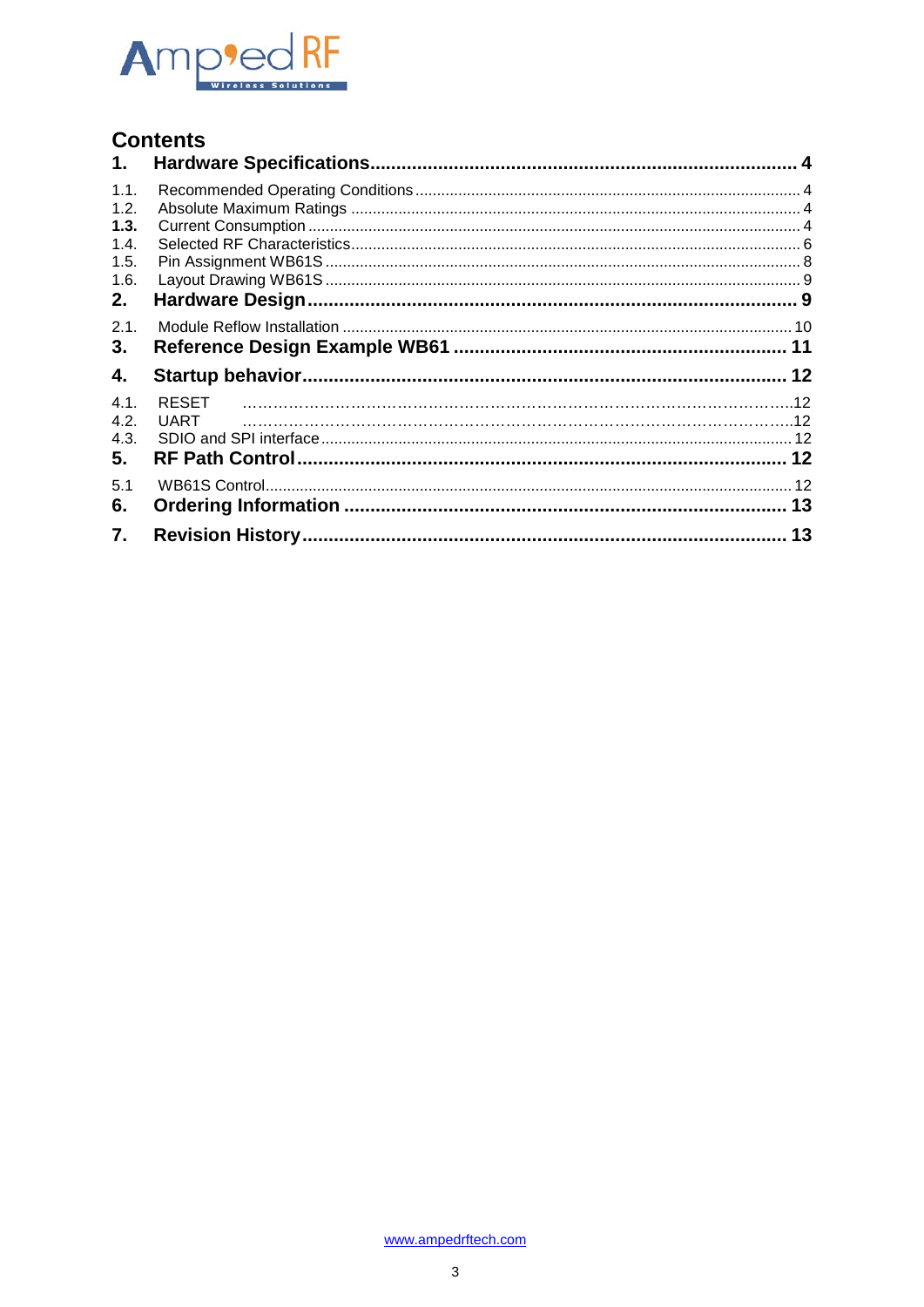## Contents

**1. Hardware Specifications ........ 4**

- 1.1. Recommended Operating Conditions ........ 4
- 1.2. Absolute Maximum Ratings ........ 4
- **1.3.** Current Consumption ........ 4
- 1.4. Selected RF Characteristics ........ 6
- 1.5. Pin Assignment WB61S ........ 8
- 1.6. Layout Drawing WB61S ........ 9

**2. Hardware Design ........ 9**

- 2.1. Module Reflow Installation ........ 10

**3. Reference Design Example WB61 ........ 11**

**4. Startup behavior ........ 12**

- 4.1. RESET ........ 12
- 4.2. UART ........ 12
- 4.3. SDIO and SPI interface ........ 12

**5. RF Path Control ........ 12**

- 5.1 WB61S Control ........ 12

**6. Ordering Information ........ 13**

**7. Revision History ........ 13**

www.ampedrftech.com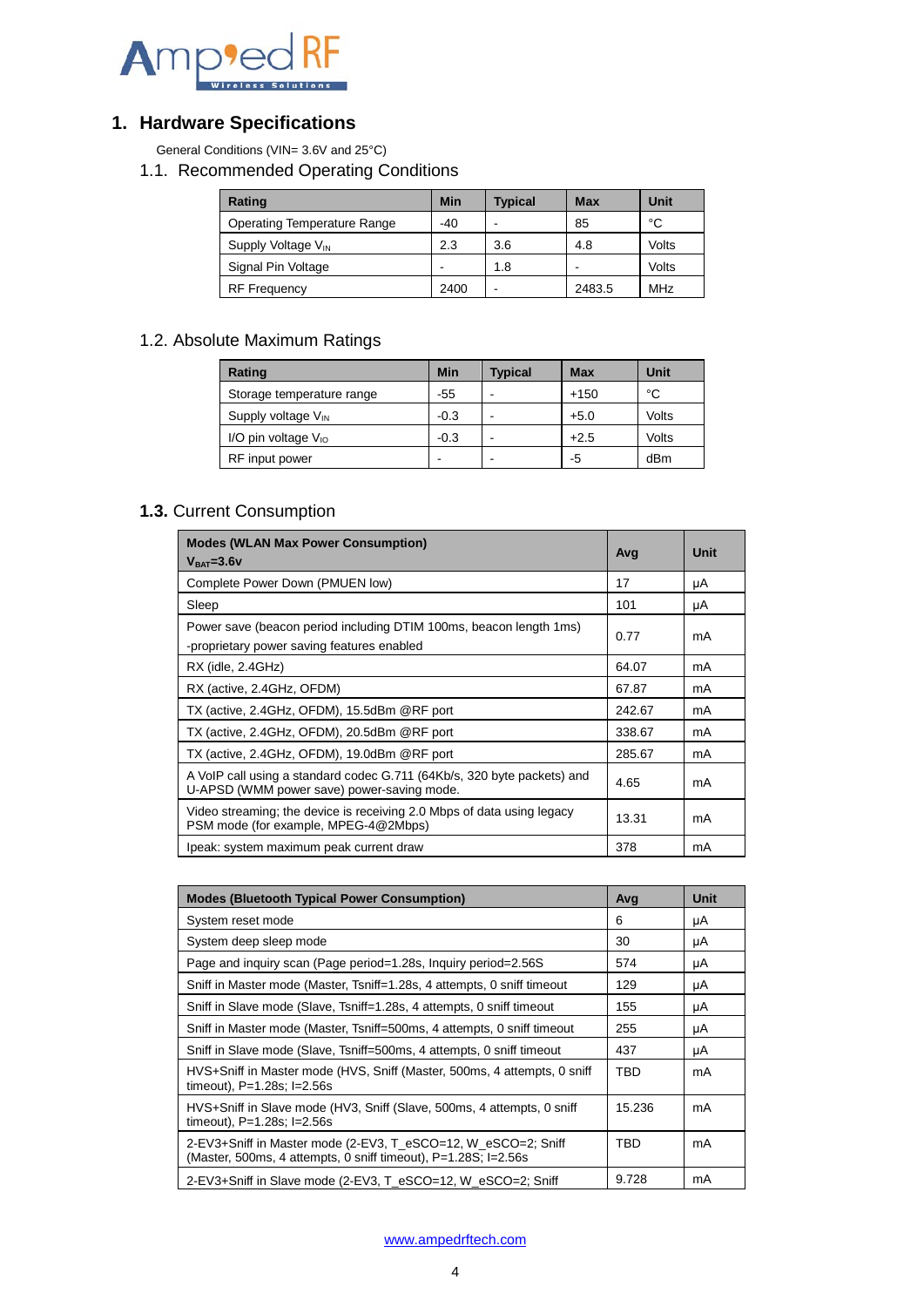# 1. Hardware Specifications

General Conditions (VIN= 3.6V and 25°C)

## 1.1. Recommended Operating Conditions

| Rating | Min | Typical | Max | Unit |
|---|---|---|---|---|
| Operating Temperature Range | -40 | - | 85 | °C |
| Supply Voltage $V_{IN}$ | 2.3 | 3.6 | 4.8 | Volts |
| Signal Pin Voltage | - | 1.8 | - | Volts |
| RF Frequency | 2400 | - | 2483.5 | MHz |

## 1.2. Absolute Maximum Ratings

| Rating | Min | Typical | Max | Unit |
|---|---|---|---|---|
| Storage temperature range | -55 | - | +150 | °C |
| Supply voltage $V_{IN}$ | -0.3 | - | +5.0 | Volts |
| I/O pin voltage $V_{IO}$ | -0.3 | - | +2.5 | Volts |
| RF input power | - | - | -5 | dBm |

## **1.3.** Current Consumption

| **Modes (WLAN Max Power Consumption)** **$V_{BAT}$=3.6v** | Avg | Unit |
|---|---|---|
| Complete Power Down (PMUEN low) | 17 | µA |
| Sleep | 101 | µA |
| Power save (beacon period including DTIM 100ms, beacon length 1ms) -proprietary power saving features enabled | 0.77 | mA |
| RX (idle, 2.4GHz) | 64.07 | mA |
| RX (active, 2.4GHz, OFDM) | 67.87 | mA |
| TX (active, 2.4GHz, OFDM), 15.5dBm @RF port | 242.67 | mA |
| TX (active, 2.4GHz, OFDM), 20.5dBm @RF port | 338.67 | mA |
| TX (active, 2.4GHz, OFDM), 19.0dBm @RF port | 285.67 | mA |
| A VoIP call using a standard codec G.711 (64Kb/s, 320 byte packets) and U-APSD (WMM power save) power-saving mode. | 4.65 | mA |
| Video streaming; the device is receiving 2.0 Mbps of data using legacy PSM mode (for example, MPEG-4@2Mbps) | 13.31 | mA |
| Ipeak: system maximum peak current draw | 378 | mA |

| **Modes (Bluetooth Typical Power Consumption)** | Avg | Unit |
|---|---|---|
| System reset mode | 6 | µA |
| System deep sleep mode | 30 | µA |
| Page and inquiry scan (Page period=1.28s, Inquiry period=2.56S | 574 | µA |
| Sniff in Master mode (Master, Tsniff=1.28s, 4 attempts, 0 sniff timeout | 129 | µA |
| Sniff in Slave mode (Slave, Tsniff=1.28s, 4 attempts, 0 sniff timeout | 155 | µA |
| Sniff in Master mode (Master, Tsniff=500ms, 4 attempts, 0 sniff timeout | 255 | µA |
| Sniff in Slave mode (Slave, Tsniff=500ms, 4 attempts, 0 sniff timeout | 437 | µA |
| HVS+Sniff in Master mode (HVS, Sniff (Master, 500ms, 4 attempts, 0 sniff timeout), P=1.28s; I=2.56s | TBD | mA |
| HVS+Sniff in Slave mode (HV3, Sniff (Slave, 500ms, 4 attempts, 0 sniff timeout), P=1.28s; I=2.56s | 15.236 | mA |
| 2-EV3+Sniff in Master mode (2-EV3, T_eSCO=12, W_eSCO=2; Sniff (Master, 500ms, 4 attempts, 0 sniff timeout), P=1.28S; I=2.56s | TBD | mA |
| 2-EV3+Sniff in Slave mode (2-EV3, T_eSCO=12, W_eSCO=2; Sniff | 9.728 | mA |

www.ampedrftech.com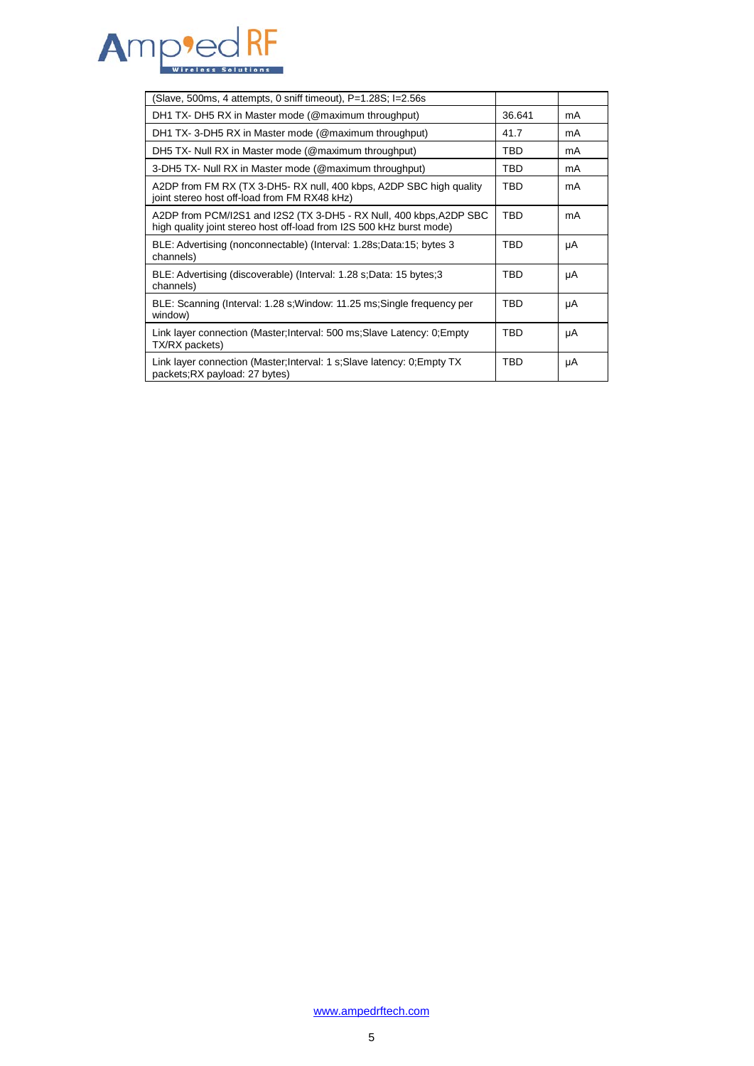| | | |
|---|---|---|
| (Slave, 500ms, 4 attempts, 0 sniff timeout), P=1.28S; I=2.56s | | |
| DH1 TX- DH5 RX in Master mode (@maximum throughput) | 36.641 | mA |
| DH1 TX- 3-DH5 RX in Master mode (@maximum throughput) | 41.7 | mA |
| DH5 TX- Null RX in Master mode (@maximum throughput) | TBD | mA |
| 3-DH5 TX- Null RX in Master mode (@maximum throughput) | TBD | mA |
| A2DP from FM RX (TX 3-DH5- RX null, 400 kbps, A2DP SBC high quality joint stereo host off-load from FM RX48 kHz) | TBD | mA |
| A2DP from PCM/I2S1 and I2S2 (TX 3-DH5 - RX Null, 400 kbps,A2DP SBC high quality joint stereo host off-load from I2S 500 kHz burst mode) | TBD | mA |
| BLE: Advertising (nonconnectable) (Interval: 1.28s;Data:15; bytes 3 channels) | TBD | μA |
| BLE: Advertising (discoverable) (Interval: 1.28 s;Data: 15 bytes;3 channels) | TBD | μA |
| BLE: Scanning (Interval: 1.28 s;Window: 11.25 ms;Single frequency per window) | TBD | μA |
| Link layer connection (Master;Interval: 500 ms;Slave Latency: 0;Empty TX/RX packets) | TBD | μA |
| Link layer connection (Master;Interval: 1 s;Slave latency: 0;Empty TX packets;RX payload: 27 bytes) | TBD | μA |

www.ampedrftech.com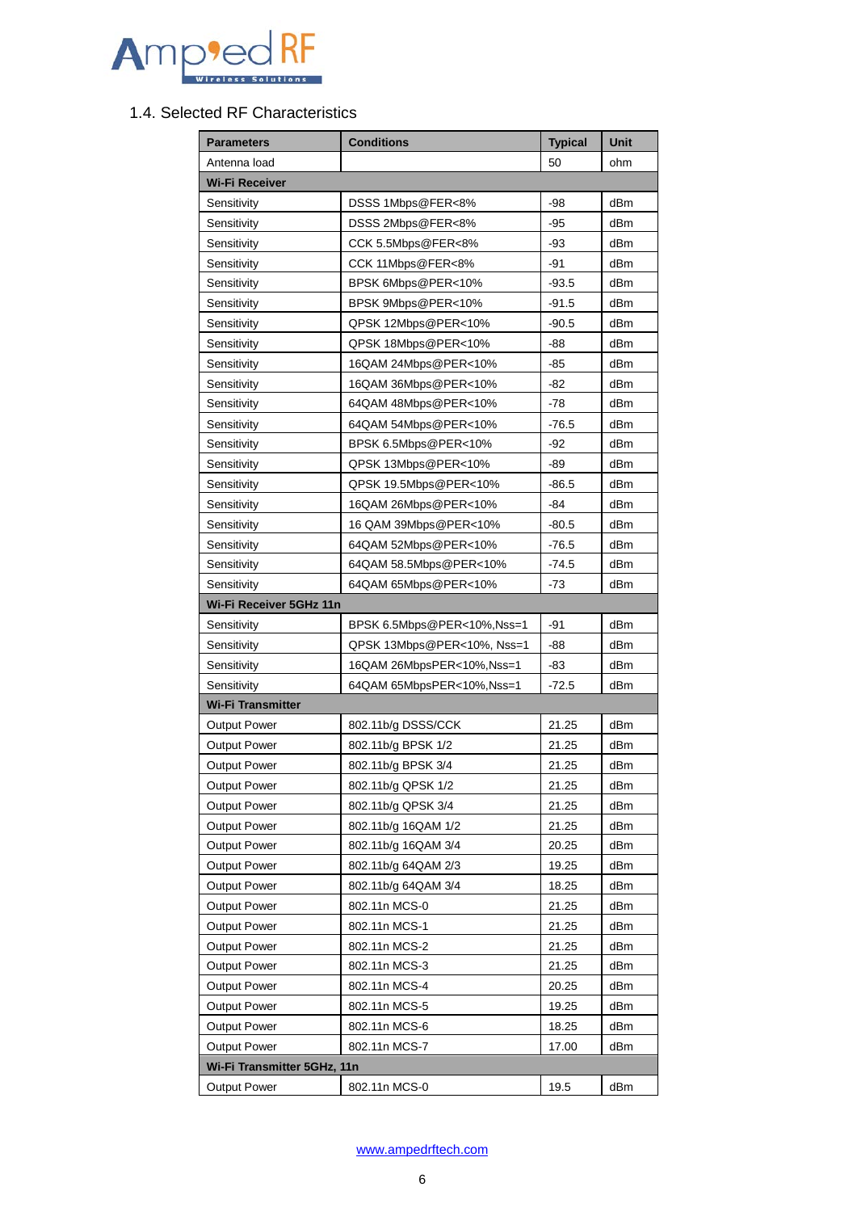## 1.4. Selected RF Characteristics

| Parameters | Conditions | Typical | Unit |
|---|---|---|---|
| Antenna load | | 50 | ohm |
| **Wi-Fi Receiver** | | | |
| Sensitivity | DSSS 1Mbps@FER<8% | -98 | dBm |
| Sensitivity | DSSS 2Mbps@FER<8% | -95 | dBm |
| Sensitivity | CCK 5.5Mbps@FER<8% | -93 | dBm |
| Sensitivity | CCK 11Mbps@FER<8% | -91 | dBm |
| Sensitivity | BPSK 6Mbps@PER<10% | -93.5 | dBm |
| Sensitivity | BPSK 9Mbps@PER<10% | -91.5 | dBm |
| Sensitivity | QPSK 12Mbps@PER<10% | -90.5 | dBm |
| Sensitivity | QPSK 18Mbps@PER<10% | -88 | dBm |
| Sensitivity | 16QAM 24Mbps@PER<10% | -85 | dBm |
| Sensitivity | 16QAM 36Mbps@PER<10% | -82 | dBm |
| Sensitivity | 64QAM 48Mbps@PER<10% | -78 | dBm |
| Sensitivity | 64QAM 54Mbps@PER<10% | -76.5 | dBm |
| Sensitivity | BPSK 6.5Mbps@PER<10% | -92 | dBm |
| Sensitivity | QPSK 13Mbps@PER<10% | -89 | dBm |
| Sensitivity | QPSK 19.5Mbps@PER<10% | -86.5 | dBm |
| Sensitivity | 16QAM 26Mbps@PER<10% | -84 | dBm |
| Sensitivity | 16 QAM 39Mbps@PER<10% | -80.5 | dBm |
| Sensitivity | 64QAM 52Mbps@PER<10% | -76.5 | dBm |
| Sensitivity | 64QAM 58.5Mbps@PER<10% | -74.5 | dBm |
| Sensitivity | 64QAM 65Mbps@PER<10% | -73 | dBm |
| **Wi-Fi Receiver 5GHz 11n** | | | |
| Sensitivity | BPSK 6.5Mbps@PER<10%,Nss=1 | -91 | dBm |
| Sensitivity | QPSK 13Mbps@PER<10%, Nss=1 | -88 | dBm |
| Sensitivity | 16QAM 26MbpsPER<10%,Nss=1 | -83 | dBm |
| Sensitivity | 64QAM 65MbpsPER<10%,Nss=1 | -72.5 | dBm |
| **Wi-Fi Transmitter** | | | |
| Output Power | 802.11b/g DSSS/CCK | 21.25 | dBm |
| Output Power | 802.11b/g BPSK 1/2 | 21.25 | dBm |
| Output Power | 802.11b/g BPSK 3/4 | 21.25 | dBm |
| Output Power | 802.11b/g QPSK 1/2 | 21.25 | dBm |
| Output Power | 802.11b/g QPSK 3/4 | 21.25 | dBm |
| Output Power | 802.11b/g 16QAM 1/2 | 21.25 | dBm |
| Output Power | 802.11b/g 16QAM 3/4 | 20.25 | dBm |
| Output Power | 802.11b/g 64QAM 2/3 | 19.25 | dBm |
| Output Power | 802.11b/g 64QAM 3/4 | 18.25 | dBm |
| Output Power | 802.11n MCS-0 | 21.25 | dBm |
| Output Power | 802.11n MCS-1 | 21.25 | dBm |
| Output Power | 802.11n MCS-2 | 21.25 | dBm |
| Output Power | 802.11n MCS-3 | 21.25 | dBm |
| Output Power | 802.11n MCS-4 | 20.25 | dBm |
| Output Power | 802.11n MCS-5 | 19.25 | dBm |
| Output Power | 802.11n MCS-6 | 18.25 | dBm |
| Output Power | 802.11n MCS-7 | 17.00 | dBm |
| **Wi-Fi Transmitter 5GHz, 11n** | | | |
| Output Power | 802.11n MCS-0 | 19.5 | dBm |

www.ampedrftech.com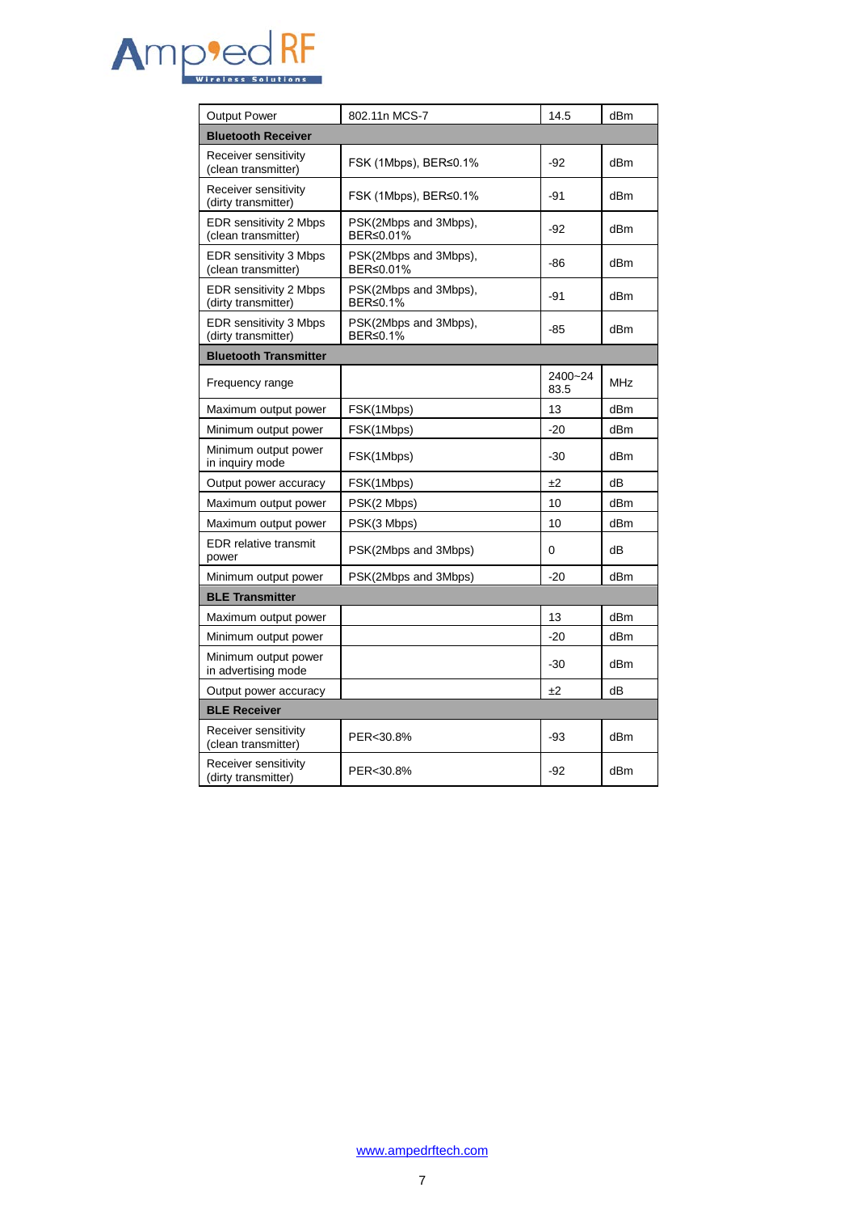| Output Power | 802.11n MCS-7 | 14.5 | dBm |
|---|---|---|---|
| **Bluetooth Receiver** | | | |
| Receiver sensitivity (clean transmitter) | FSK (1Mbps), BER≤0.1% | -92 | dBm |
| Receiver sensitivity (dirty transmitter) | FSK (1Mbps), BER≤0.1% | -91 | dBm |
| EDR sensitivity 2 Mbps (clean transmitter) | PSK(2Mbps and 3Mbps), BER≤0.01% | -92 | dBm |
| EDR sensitivity 3 Mbps (clean transmitter) | PSK(2Mbps and 3Mbps), BER≤0.01% | -86 | dBm |
| EDR sensitivity 2 Mbps (dirty transmitter) | PSK(2Mbps and 3Mbps), BER≤0.1% | -91 | dBm |
| EDR sensitivity 3 Mbps (dirty transmitter) | PSK(2Mbps and 3Mbps), BER≤0.1% | -85 | dBm |
| **Bluetooth Transmitter** | | | |
| Frequency range | | 2400~2483.5 | MHz |
| Maximum output power | FSK(1Mbps) | 13 | dBm |
| Minimum output power | FSK(1Mbps) | -20 | dBm |
| Minimum output power in inquiry mode | FSK(1Mbps) | -30 | dBm |
| Output power accuracy | FSK(1Mbps) | ±2 | dB |
| Maximum output power | PSK(2 Mbps) | 10 | dBm |
| Maximum output power | PSK(3 Mbps) | 10 | dBm |
| EDR relative transmit power | PSK(2Mbps and 3Mbps) | 0 | dB |
| Minimum output power | PSK(2Mbps and 3Mbps) | -20 | dBm |
| **BLE Transmitter** | | | |
| Maximum output power | | 13 | dBm |
| Minimum output power | | -20 | dBm |
| Minimum output power in advertising mode | | -30 | dBm |
| Output power accuracy | | ±2 | dB |
| **BLE Receiver** | | | |
| Receiver sensitivity (clean transmitter) | PER<30.8% | -93 | dBm |
| Receiver sensitivity (dirty transmitter) | PER<30.8% | -92 | dBm |

www.ampedrftech.com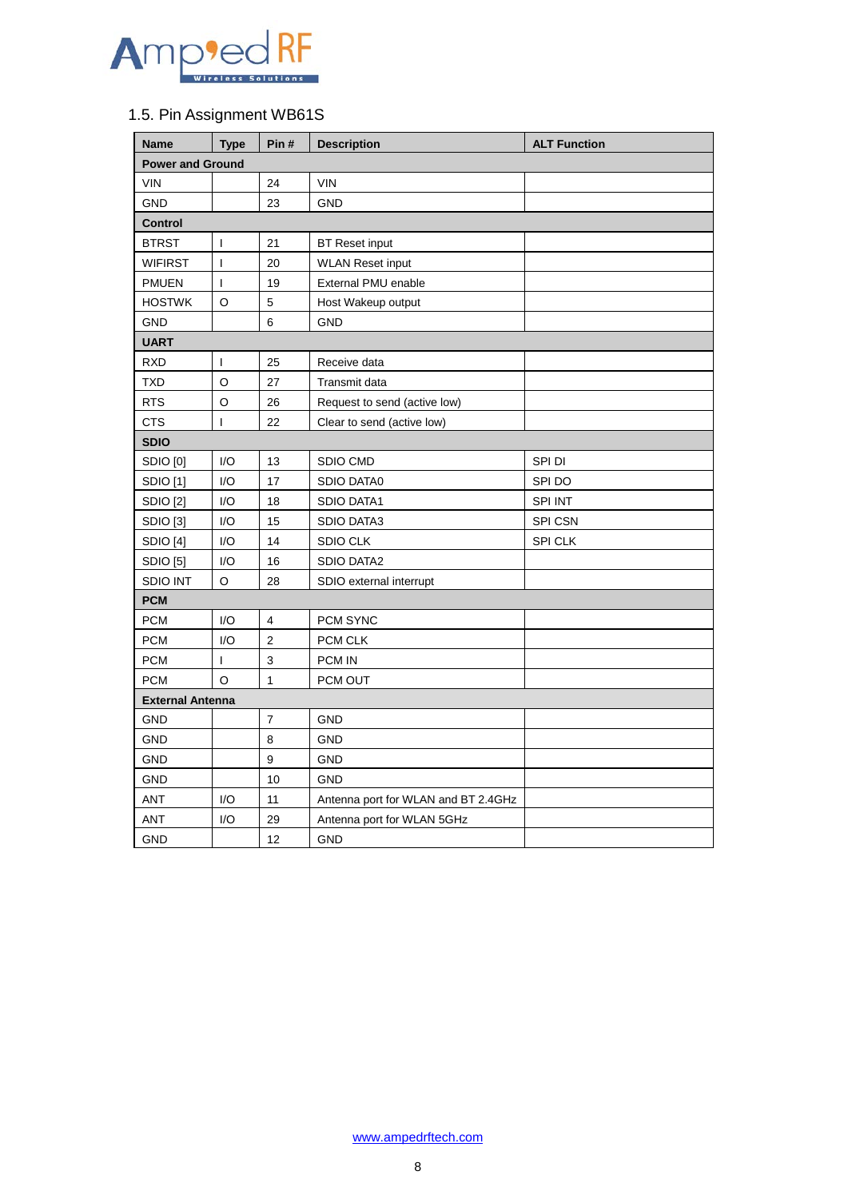## 1.5. Pin Assignment WB61S

| Name | Type | Pin # | Description | ALT Function |
|---|---|---|---|---|
| **Power and Ground** | | | | |
| VIN | | 24 | VIN | |
| GND | | 23 | GND | |
| **Control** | | | | |
| BTRST | I | 21 | BT Reset input | |
| WIFIRST | I | 20 | WLAN Reset input | |
| PMUEN | I | 19 | External PMU enable | |
| HOSTWK | O | 5 | Host Wakeup output | |
| GND | | 6 | GND | |
| **UART** | | | | |
| RXD | I | 25 | Receive data | |
| TXD | O | 27 | Transmit data | |
| RTS | O | 26 | Request to send (active low) | |
| CTS | I | 22 | Clear to send (active low) | |
| **SDIO** | | | | |
| SDIO [0] | I/O | 13 | SDIO CMD | SPI DI |
| SDIO [1] | I/O | 17 | SDIO DATA0 | SPI DO |
| SDIO [2] | I/O | 18 | SDIO DATA1 | SPI INT |
| SDIO [3] | I/O | 15 | SDIO DATA3 | SPI CSN |
| SDIO [4] | I/O | 14 | SDIO CLK | SPI CLK |
| SDIO [5] | I/O | 16 | SDIO DATA2 | |
| SDIO INT | O | 28 | SDIO external interrupt | |
| **PCM** | | | | |
| PCM | I/O | 4 | PCM SYNC | |
| PCM | I/O | 2 | PCM CLK | |
| PCM | I | 3 | PCM IN | |
| PCM | O | 1 | PCM OUT | |
| **External Antenna** | | | | |
| GND | | 7 | GND | |
| GND | | 8 | GND | |
| GND | | 9 | GND | |
| GND | | 10 | GND | |
| ANT | I/O | 11 | Antenna port for WLAN and BT 2.4GHz | |
| ANT | I/O | 29 | Antenna port for WLAN 5GHz | |
| GND | | 12 | GND | |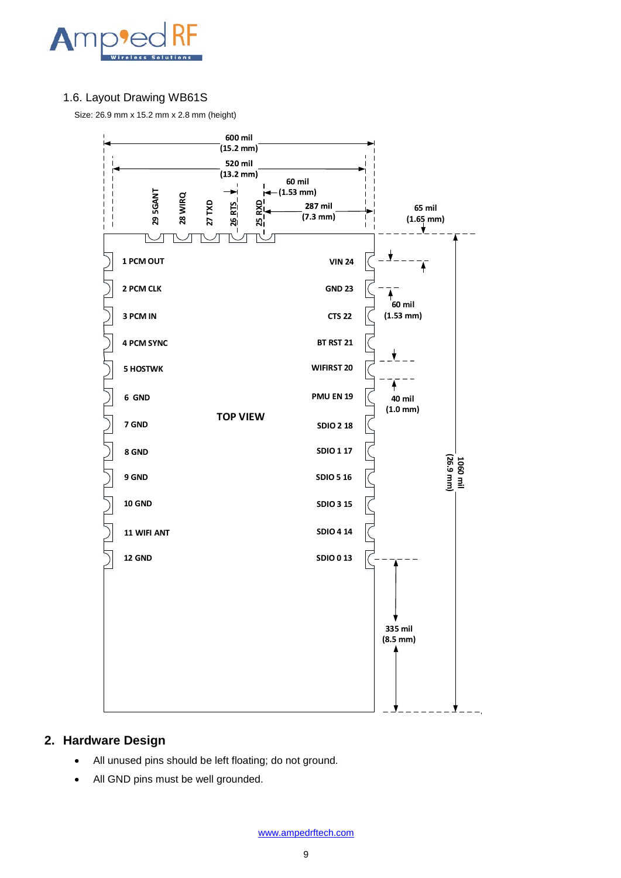### 1.6. Layout Drawing WB61S

Size: 26.9 mm x 15.2 mm x 2.8 mm (height)

600 mil (15.2 mm)

520 mil (13.2 mm)

60 mil (1.53 mm)

287 mil (7.3 mm)

65 mil (1.65 mm)

29 5GANT
28 WIRQ
27 TXD
26 RTS
25 RXD

1 PCM OUT — VIN 24
2 PCM CLK — GND 23
3 PCM IN — CTS 22
4 PCM SYNC — BT RST 21
5 HOSTWK — WIFIRST 20
6 GND — PMU EN 19
7 GND — SDIO 2 18
8 GND — SDIO 1 17
9 GND — SDIO 5 16
10 GND — SDIO 3 15
11 WIFI ANT — SDIO 4 14
12 GND — SDIO 0 13

TOP VIEW

60 mil (1.53 mm)

40 mil (1.0 mm)

1060 mil (26.9 mm)

335 mil (8.5 mm)

## 2. Hardware Design

- All unused pins should be left floating; do not ground.
- All GND pins must be well grounded.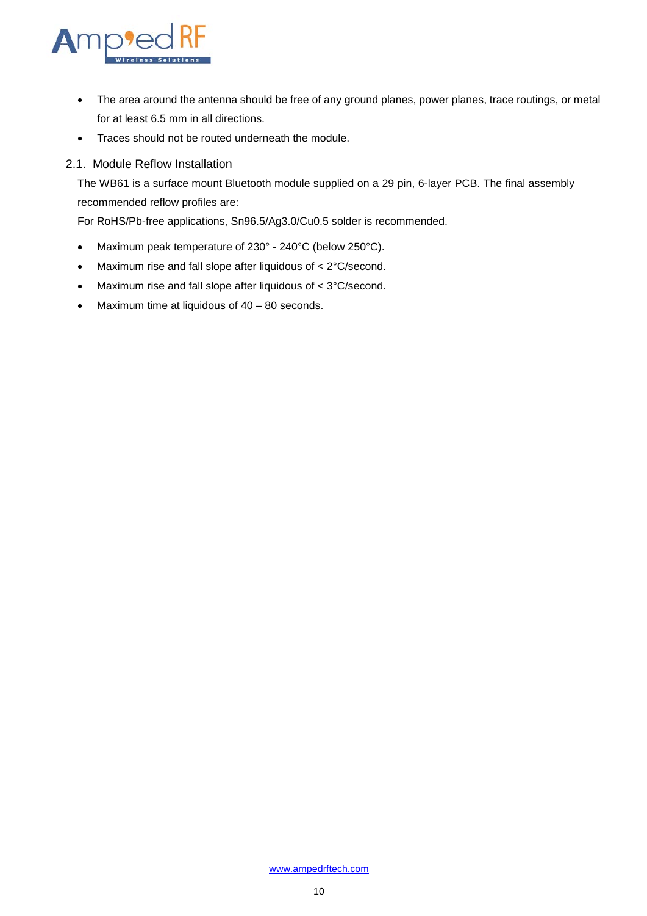- The area around the antenna should be free of any ground planes, power planes, trace routings, or metal for at least 6.5 mm in all directions.
- Traces should not be routed underneath the module.

## 2.1. Module Reflow Installation

The WB61 is a surface mount Bluetooth module supplied on a 29 pin, 6-layer PCB. The final assembly recommended reflow profiles are:

For RoHS/Pb-free applications, Sn96.5/Ag3.0/Cu0.5 solder is recommended.

- Maximum peak temperature of 230° - 240°C (below 250°C).
- Maximum rise and fall slope after liquidous of < 2°C/second.
- Maximum rise and fall slope after liquidous of < 3°C/second.
- Maximum time at liquidous of 40 – 80 seconds.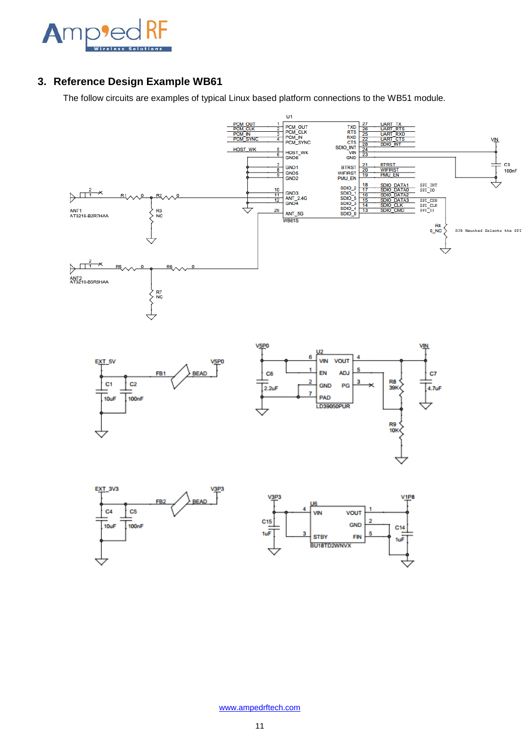## 3. Reference Design Example WB61

The follow circuits are examples of typical Linux based platform connections to the WB51 module.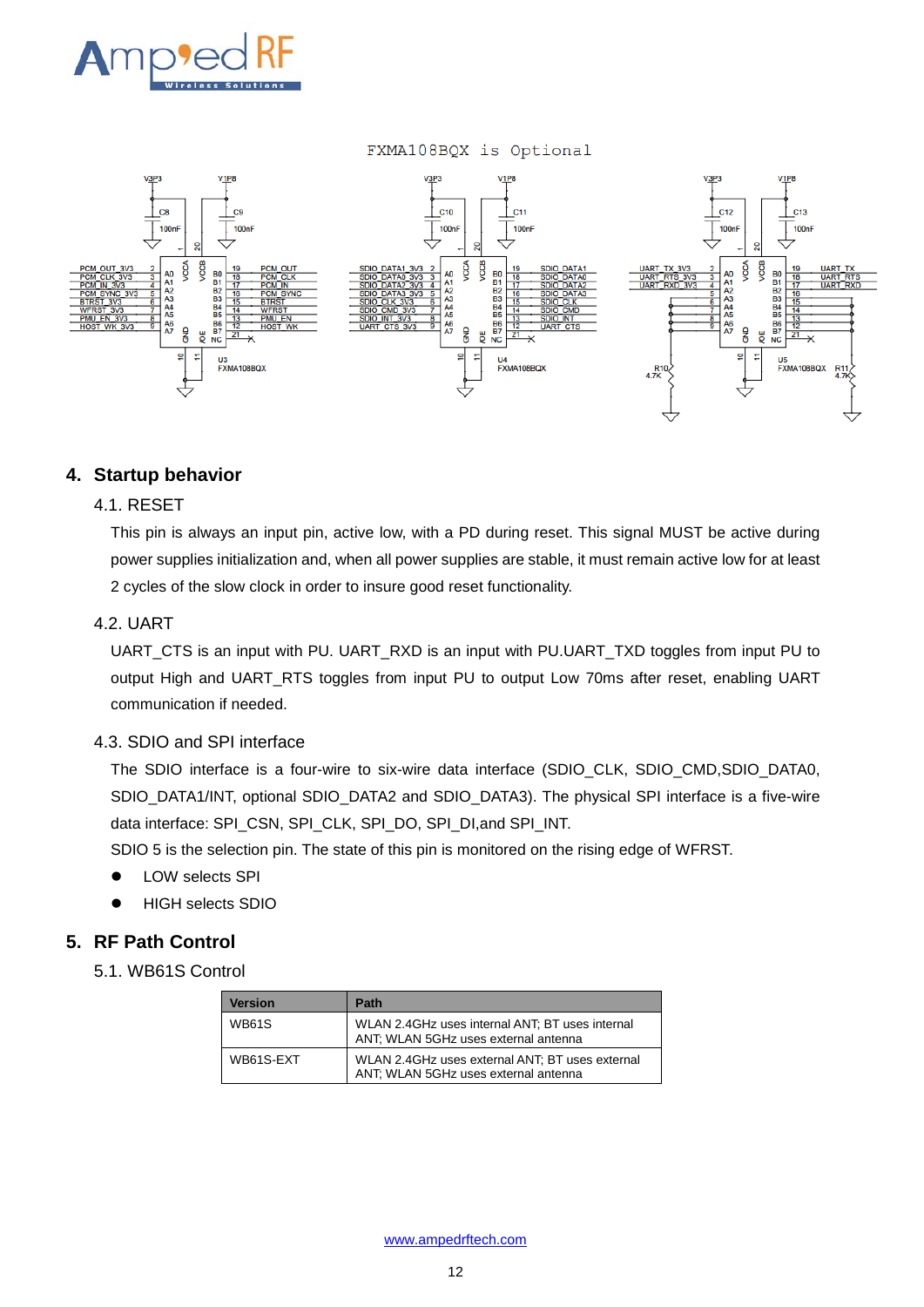FXMA108BQX is Optional

## 4. Startup behavior

### 4.1. RESET

This pin is always an input pin, active low, with a PD during reset. This signal MUST be active during power supplies initialization and, when all power supplies are stable, it must remain active low for at least 2 cycles of the slow clock in order to insure good reset functionality.

### 4.2. UART

UART_CTS is an input with PU. UART_RXD is an input with PU.UART_TXD toggles from input PU to output High and UART_RTS toggles from input PU to output Low 70ms after reset, enabling UART communication if needed.

### 4.3. SDIO and SPI interface

The SDIO interface is a four-wire to six-wire data interface (SDIO_CLK, SDIO_CMD,SDIO_DATA0, SDIO_DATA1/INT, optional SDIO_DATA2 and SDIO_DATA3). The physical SPI interface is a five-wire data interface: SPI_CSN, SPI_CLK, SPI_DO, SPI_DI,and SPI_INT.

SDIO 5 is the selection pin. The state of this pin is monitored on the rising edge of WFRST.

- LOW selects SPI
- HIGH selects SDIO

## 5. RF Path Control

### 5.1. WB61S Control

| Version | Path |
|---|---|
| WB61S | WLAN 2.4GHz uses internal ANT; BT uses internal ANT; WLAN 5GHz uses external antenna |
| WB61S-EXT | WLAN 2.4GHz uses external ANT; BT uses external ANT; WLAN 5GHz uses external antenna |

www.ampedrftech.com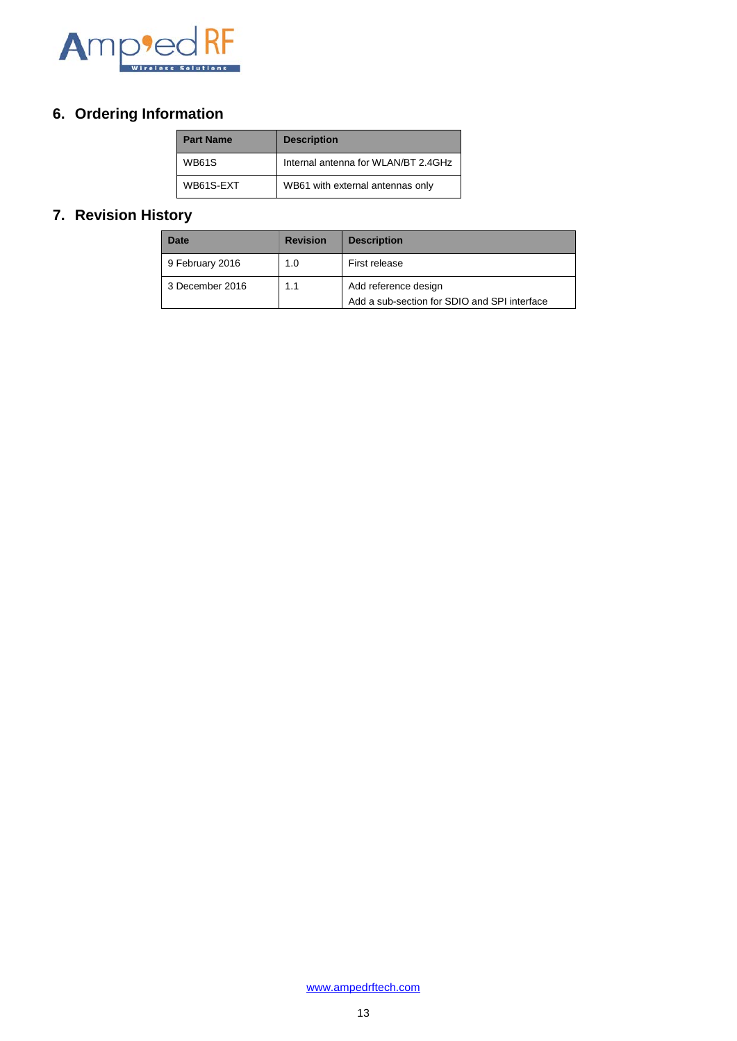## 6. Ordering Information

| Part Name | Description |
|---|---|
| WB61S | Internal antenna for WLAN/BT 2.4GHz |
| WB61S-EXT | WB61 with external antennas only |

## 7. Revision History

| Date | Revision | Description |
|---|---|---|
| 9 February 2016 | 1.0 | First release |
| 3 December 2016 | 1.1 | Add reference design<br>Add a sub-section for SDIO and SPI interface |

www.ampedrftech.com